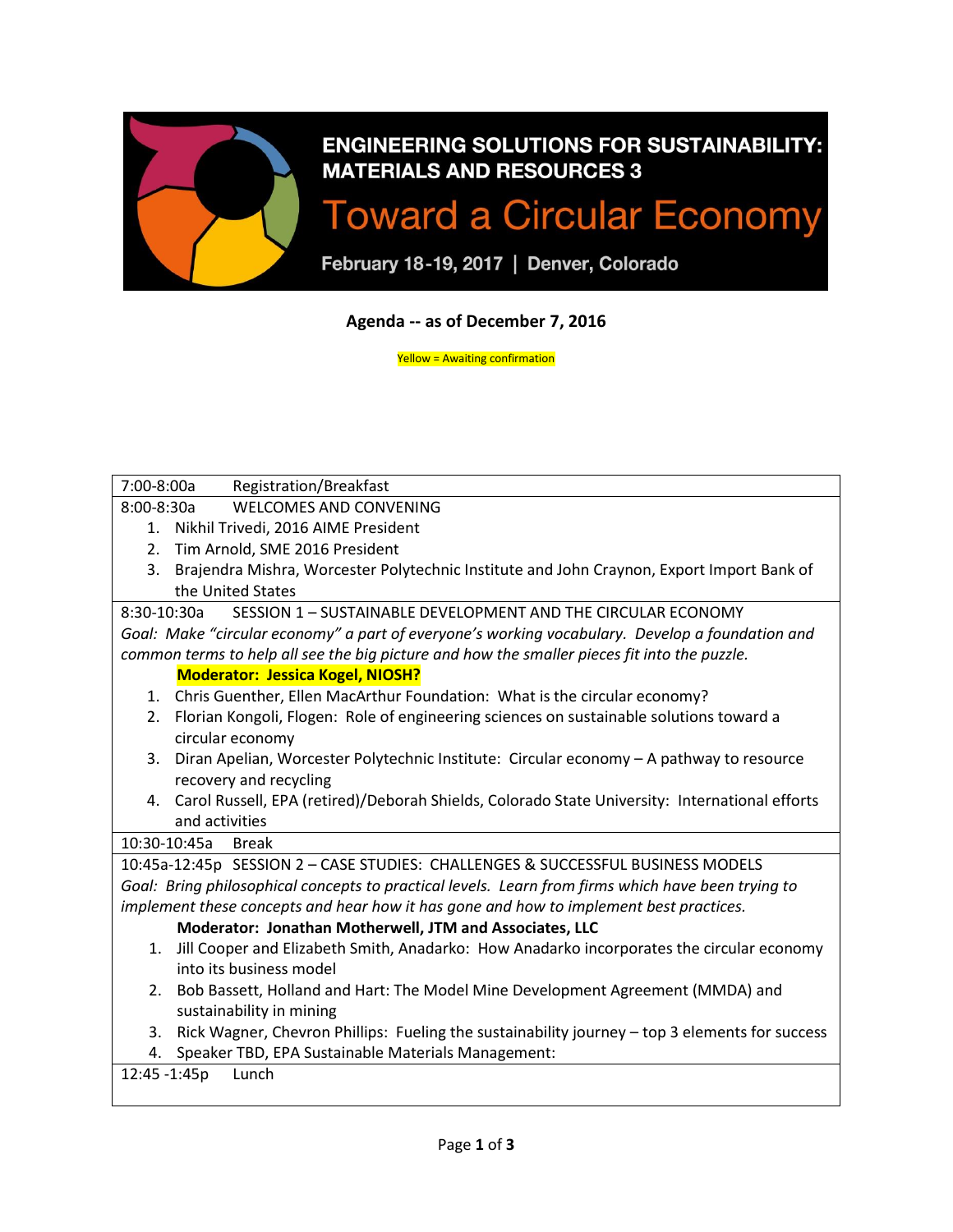# ENGINEERING SOLUTIONS FOR SUSTAINABILITY: MATERIALS AND RESOURCES 3

## Toward a Circular Economy

February 18-19, 2017 | Denver, Colorado

**Agenda -- as of December 7, 2016**

Yellow = Awaiting confirmation

7:00-8:00a Registration/Breakfast

8:00-8:30a WELCOMES AND CONVENING

1. Nikhil Trivedi, 2016 AIME President
2. Tim Arnold, SME 2016 President
3. Brajendra Mishra, Worcester Polytechnic Institute and John Craynon, Export Import Bank of the United States

8:30-10:30a SESSION 1 – SUSTAINABLE DEVELOPMENT AND THE CIRCULAR ECONOMY

*Goal: Make "circular economy" a part of everyone's working vocabulary. Develop a foundation and common terms to help all see the big picture and how the smaller pieces fit into the puzzle.*

**Moderator: Jessica Kogel, NIOSH?**

1. Chris Guenther, Ellen MacArthur Foundation: What is the circular economy?
2. Florian Kongoli, Flogen: Role of engineering sciences on sustainable solutions toward a circular economy
3. Diran Apelian, Worcester Polytechnic Institute: Circular economy – A pathway to resource recovery and recycling
4. Carol Russell, EPA (retired)/Deborah Shields, Colorado State University: International efforts and activities

10:30-10:45a Break

10:45a-12:45p SESSION 2 – CASE STUDIES: CHALLENGES & SUCCESSFUL BUSINESS MODELS

*Goal: Bring philosophical concepts to practical levels. Learn from firms which have been trying to implement these concepts and hear how it has gone and how to implement best practices.*

**Moderator: Jonathan Motherwell, JTM and Associates, LLC**

1. Jill Cooper and Elizabeth Smith, Anadarko: How Anadarko incorporates the circular economy into its business model
2. Bob Bassett, Holland and Hart: The Model Mine Development Agreement (MMDA) and sustainability in mining
3. Rick Wagner, Chevron Phillips: Fueling the sustainability journey – top 3 elements for success
4. Speaker TBD, EPA Sustainable Materials Management:

12:45 -1:45p Lunch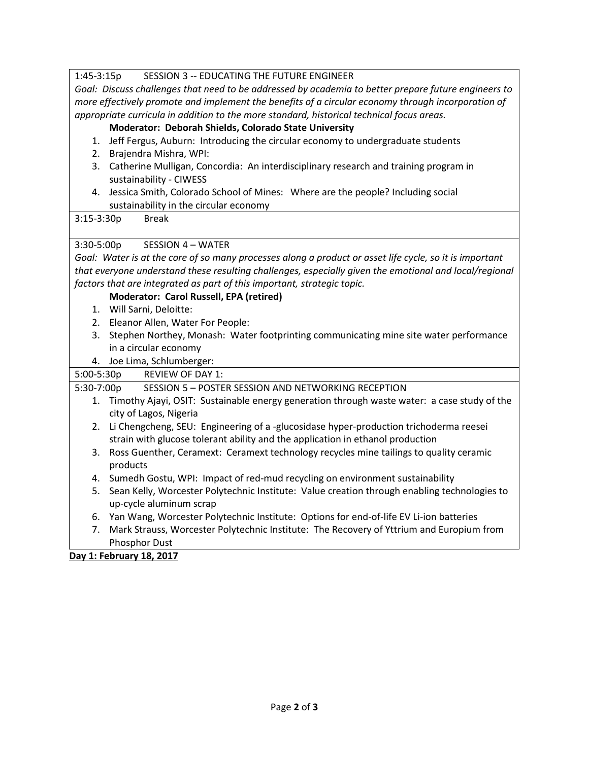1:45-3:15p SESSION 3 -- EDUCATING THE FUTURE ENGINEER

*Goal: Discuss challenges that need to be addressed by academia to better prepare future engineers to more effectively promote and implement the benefits of a circular economy through incorporation of appropriate curricula in addition to the more standard, historical technical focus areas.*

**Moderator: Deborah Shields, Colorado State University**

1. Jeff Fergus, Auburn: Introducing the circular economy to undergraduate students
2. Brajendra Mishra, WPI:
3. Catherine Mulligan, Concordia: An interdisciplinary research and training program in sustainability - CIWESS
4. Jessica Smith, Colorado School of Mines: Where are the people? Including social sustainability in the circular economy

3:15-3:30p Break

3:30-5:00p SESSION 4 – WATER

*Goal: Water is at the core of so many processes along a product or asset life cycle, so it is important that everyone understand these resulting challenges, especially given the emotional and local/regional factors that are integrated as part of this important, strategic topic.*

**Moderator: Carol Russell, EPA (retired)**

1. Will Sarni, Deloitte:
2. Eleanor Allen, Water For People:
3. Stephen Northey, Monash: Water footprinting communicating mine site water performance in a circular economy
4. Joe Lima, Schlumberger:

5:00-5:30p REVIEW OF DAY 1:

5:30-7:00p SESSION 5 – POSTER SESSION AND NETWORKING RECEPTION

1. Timothy Ajayi, OSIT: Sustainable energy generation through waste water: a case study of the city of Lagos, Nigeria
2. Li Chengcheng, SEU: Engineering of a -glucosidase hyper-production trichoderma reesei strain with glucose tolerant ability and the application in ethanol production
3. Ross Guenther, Ceramext: Ceramext technology recycles mine tailings to quality ceramic products
4. Sumedh Gostu, WPI: Impact of red-mud recycling on environment sustainability
5. Sean Kelly, Worcester Polytechnic Institute: Value creation through enabling technologies to up-cycle aluminum scrap
6. Yan Wang, Worcester Polytechnic Institute: Options for end-of-life EV Li-ion batteries
7. Mark Strauss, Worcester Polytechnic Institute: The Recovery of Yttrium and Europium from Phosphor Dust

**Day 1: February 18, 2017**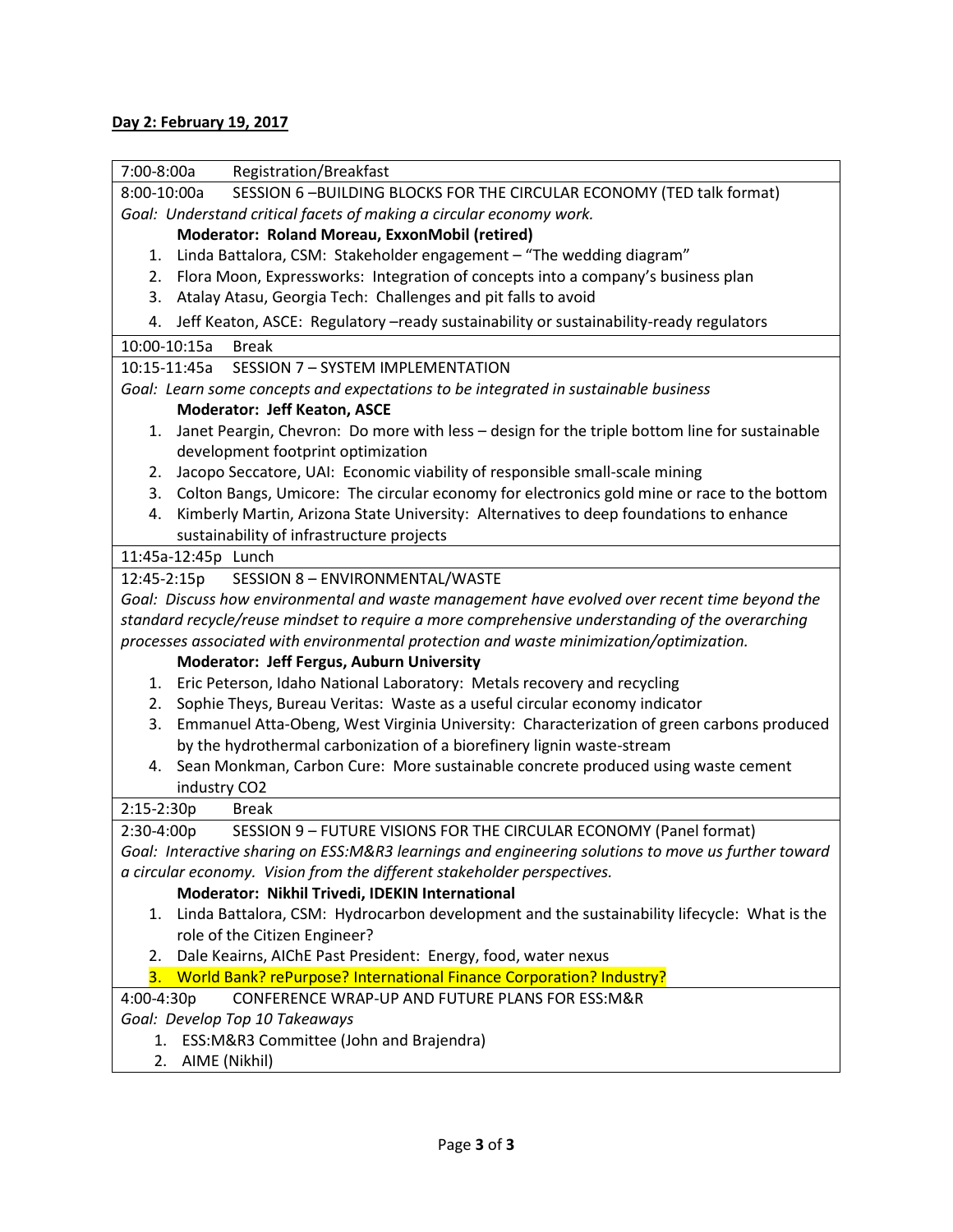**Day 2: February 19, 2017**

7:00-8:00a Registration/Breakfast

8:00-10:00a SESSION 6 –BUILDING BLOCKS FOR THE CIRCULAR ECONOMY (TED talk format)

*Goal: Understand critical facets of making a circular economy work.*

**Moderator: Roland Moreau, ExxonMobil (retired)**

1. Linda Battalora, CSM: Stakeholder engagement – "The wedding diagram"
2. Flora Moon, Expressworks: Integration of concepts into a company's business plan
3. Atalay Atasu, Georgia Tech: Challenges and pit falls to avoid
4. Jeff Keaton, ASCE: Regulatory –ready sustainability or sustainability-ready regulators

10:00-10:15a Break

10:15-11:45a SESSION 7 – SYSTEM IMPLEMENTATION

*Goal: Learn some concepts and expectations to be integrated in sustainable business*

**Moderator: Jeff Keaton, ASCE**

1. Janet Peargin, Chevron: Do more with less – design for the triple bottom line for sustainable development footprint optimization
2. Jacopo Seccatore, UAI: Economic viability of responsible small-scale mining
3. Colton Bangs, Umicore: The circular economy for electronics gold mine or race to the bottom
4. Kimberly Martin, Arizona State University: Alternatives to deep foundations to enhance sustainability of infrastructure projects

11:45a-12:45p Lunch

12:45-2:15p SESSION 8 – ENVIRONMENTAL/WASTE

*Goal: Discuss how environmental and waste management have evolved over recent time beyond the standard recycle/reuse mindset to require a more comprehensive understanding of the overarching processes associated with environmental protection and waste minimization/optimization.*

**Moderator: Jeff Fergus, Auburn University**

1. Eric Peterson, Idaho National Laboratory: Metals recovery and recycling
2. Sophie Theys, Bureau Veritas: Waste as a useful circular economy indicator
3. Emmanuel Atta-Obeng, West Virginia University: Characterization of green carbons produced by the hydrothermal carbonization of a biorefinery lignin waste-stream
4. Sean Monkman, Carbon Cure: More sustainable concrete produced using waste cement industry CO2

2:15-2:30p Break

2:30-4:00p SESSION 9 – FUTURE VISIONS FOR THE CIRCULAR ECONOMY (Panel format)

*Goal: Interactive sharing on ESS:M&R3 learnings and engineering solutions to move us further toward a circular economy. Vision from the different stakeholder perspectives.*

**Moderator: Nikhil Trivedi, IDEKIN International**

1. Linda Battalora, CSM: Hydrocarbon development and the sustainability lifecycle: What is the role of the Citizen Engineer?
2. Dale Keairns, AIChE Past President: Energy, food, water nexus
3. World Bank? rePurpose? International Finance Corporation? Industry?

4:00-4:30p CONFERENCE WRAP-UP AND FUTURE PLANS FOR ESS:M&R

*Goal: Develop Top 10 Takeaways*

1. ESS:M&R3 Committee (John and Brajendra)
2. AIME (Nikhil)